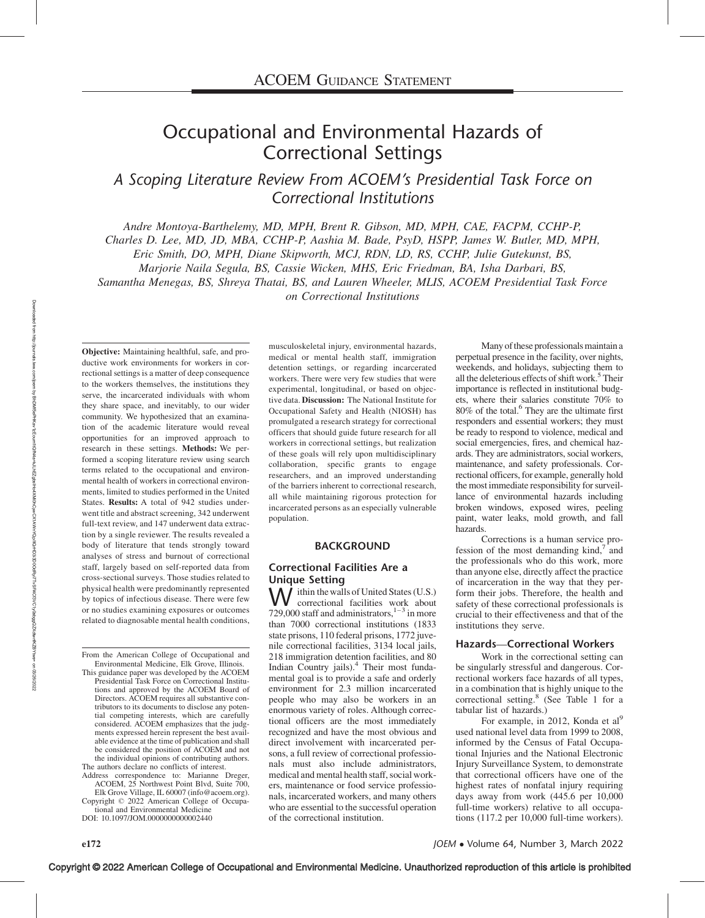ACOEM Guidance Statement

# Occupational and Environmental Hazards of Correctional Settings

## *A Scoping Literature Review From ACOEM's Presidential Task Force on Correctional Institutions*

*Andre Montoya-Barthelemy, MD, MPH, Brent R. Gibson, MD, MPH, CAE, FACPM, CCHP-P, Charles D. Lee, MD, JD, MBA, CCHP-P, Aashia M. Bade, PsyD, HSPP, James W. Butler, MD, MPH, Eric Smith, DO, MPH, Diane Skipworth, MCJ, RDN, LD, RS, CCHP, Julie Gutekunst, BS, Marjorie Naila Segula, BS, Cassie Wicken, MHS, Eric Friedman, BA, Isha Darbari, BS, Samantha Menegas, BS, Shreya Thatai, BS, and Lauren Wheeler, MLIS, ACOEM Presidential Task Force on Correctional Institutions*

**Objective:** Maintaining healthful, safe, and productive work environments for workers in correctional settings is a matter of deep consequence to the workers themselves, the institutions they serve, the incarcerated individuals with whom they share space, and inevitably, to our wider community. We hypothesized that an examination of the academic literature would reveal opportunities for an improved approach to research in these settings. **Methods:** We performed a scoping literature review using search terms related to the occupational and environmental health of workers in correctional environments, limited to studies performed in the United States. **Results:** A total of 942 studies underwent title and abstract screening, 342 underwent full-text review, and 147 underwent data extraction by a single reviewer. The results revealed a body of literature that tends strongly toward analyses of stress and burnout of correctional staff, largely based on self-reported data from cross-sectional surveys. Those studies related to physical health were predominantly represented by topics of infectious disease. There were few or no studies examining exposures or outcomes related to diagnosable mental health conditions, musculoskeletal injury, environmental hazards, medical or mental health staff, immigration detention settings, or regarding incarcerated workers. There were very few studies that were experimental, longitudinal, or based on objective data. **Discussion:** The National Institute for Occupational Safety and Health (NIOSH) has promulgated a research strategy for correctional officers that should guide future research for all workers in correctional settings, but realization of these goals will rely upon multidisciplinary collaboration, specific grants to engage researchers, and an improved understanding of the barriers inherent to correctional research, all while maintaining rigorous protection for incarcerated persons as an especially vulnerable population.

From the American College of Occupational and Environmental Medicine, Elk Grove, Illinois.

This guidance paper was developed by the ACOEM Presidential Task Force on Correctional Institutions and approved by the ACOEM Board of Directors. ACOEM requires all substantive contributors to its documents to disclose any potential competing interests, which are carefully considered. ACOEM emphasizes that the judgments expressed herein represent the best available evidence at the time of publication and shall be considered the position of ACOEM and not the individual opinions of contributing authors.

The authors declare no conflicts of interest.

Address correspondence to: Marianne Dreger, ACOEM, 25 Northwest Point Blvd, Suite 700, Elk Grove Village, IL 60007 (info@acoem.org).

Copyright © 2022 American College of Occupational and Environmental Medicine

DOI: 10.1097/JOM.0000000000002440

## BACKGROUND

### Correctional Facilities Are a Unique Setting

Within the walls of United States (U.S.) correctional facilities work about 729,000 staff and administrators,[1–3] in more than 7000 correctional institutions (1833 state prisons, 110 federal prisons, 1772 juvenile correctional facilities, 3134 local jails, 218 immigration detention facilities, and 80 Indian Country jails).[4] Their most fundamental goal is to provide a safe and orderly environment for 2.3 million incarcerated people who may also be workers in an enormous variety of roles. Although correctional officers are the most immediately recognized and have the most obvious and direct involvement with incarcerated persons, a full review of correctional professionals must also include administrators, medical and mental health staff, social workers, maintenance or food service professionals, incarcerated workers, and many others who are essential to the successful operation of the correctional institution.

Many of these professionals maintain a perpetual presence in the facility, over nights, weekends, and holidays, subjecting them to all the deleterious effects of shift work.[5] Their importance is reflected in institutional budgets, where their salaries constitute 70% to 80% of the total.[6] They are the ultimate first responders and essential workers; they must be ready to respond to violence, medical and social emergencies, fires, and chemical hazards. They are administrators, social workers, maintenance, and safety professionals. Correctional officers, for example, generally hold the most immediate responsibility for surveillance of environmental hazards including broken windows, exposed wires, peeling paint, water leaks, mold growth, and fall hazards.

Corrections is a human service profession of the most demanding kind,[7] and the professionals who do this work, more than anyone else, directly affect the practice of incarceration in the way that they perform their jobs. Therefore, the health and safety of these correctional professionals is crucial to their effectiveness and that of the institutions they serve.

### Hazards—Correctional Workers

Work in the correctional setting can be singularly stressful and dangerous. Correctional workers face hazards of all types, in a combination that is highly unique to the correctional setting.[8] (See Table 1 for a tabular list of hazards.)

For example, in 2012, Konda et al[9] used national level data from 1999 to 2008, informed by the Census of Fatal Occupational Injuries and the National Electronic Injury Surveillance System, to demonstrate that correctional officers have one of the highest rates of nonfatal injury requiring days away from work (445.6 per 10,000 full-time workers) relative to all occupations (117.2 per 10,000 full-time workers).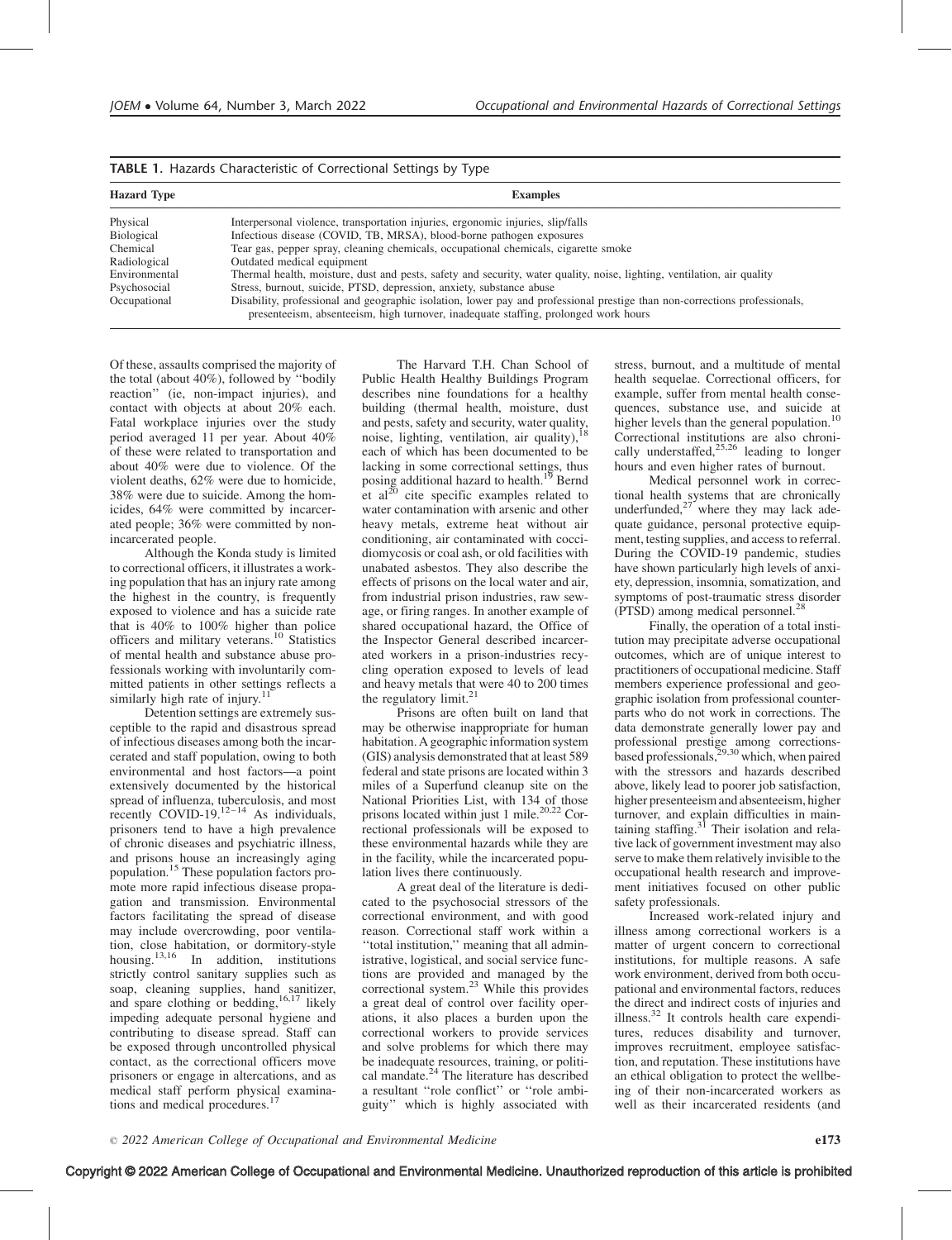**TABLE 1.** Hazards Characteristic of Correctional Settings by Type

| Hazard Type | Examples |
|---|---|
| Physical | Interpersonal violence, transportation injuries, ergonomic injuries, slip/falls |
| Biological | Infectious disease (COVID, TB, MRSA), blood-borne pathogen exposures |
| Chemical | Tear gas, pepper spray, cleaning chemicals, occupational chemicals, cigarette smoke |
| Radiological | Outdated medical equipment |
| Environmental | Thermal health, moisture, dust and pests, safety and security, water quality, noise, lighting, ventilation, air quality |
| Psychosocial | Stress, burnout, suicide, PTSD, depression, anxiety, substance abuse |
| Occupational | Disability, professional and geographic isolation, lower pay and professional prestige than non-corrections professionals, presenteeism, absenteeism, high turnover, inadequate staffing, prolonged work hours |

Of these, assaults comprised the majority of the total (about 40%), followed by "bodily reaction" (ie, non-impact injuries), and contact with objects at about 20% each. Fatal workplace injuries over the study period averaged 11 per year. About 40% of these were related to transportation and about 40% were due to violence. Of the violent deaths, 62% were due to homicide, 38% were due to suicide. Among the homicides, 64% were committed by incarcerated people; 36% were committed by non-incarcerated people.

Although the Konda study is limited to correctional officers, it illustrates a working population that has an injury rate among the highest in the country, is frequently exposed to violence and has a suicide rate that is 40% to 100% higher than police officers and military veterans.[10] Statistics of mental health and substance abuse professionals working with involuntarily committed patients in other settings reflects a similarly high rate of injury.[11]

Detention settings are extremely susceptible to the rapid and disastrous spread of infectious diseases among both the incarcerated and staff population, owing to both environmental and host factors—a point extensively documented by the historical spread of influenza, tuberculosis, and most recently COVID-19.[12–14] As individuals, prisoners tend to have a high prevalence of chronic diseases and psychiatric illness, and prisons house an increasingly aging population.[15] These population factors promote more rapid infectious disease propagation and transmission. Environmental factors facilitating the spread of disease may include overcrowding, poor ventilation, close habitation, or dormitory-style housing.[13,16] In addition, institutions strictly control sanitary supplies such as soap, cleaning supplies, hand sanitizer, and spare clothing or bedding,[16,17] likely impeding adequate personal hygiene and contributing to disease spread. Staff can be exposed through uncontrolled physical contact, as the correctional officers move prisoners or engage in altercations, and as medical staff perform physical examinations and medical procedures.[17]

The Harvard T.H. Chan School of Public Health Healthy Buildings Program describes nine foundations for a healthy building (thermal health, moisture, dust and pests, safety and security, water quality, noise, lighting, ventilation, air quality),[18] each of which has been documented to be lacking in some correctional settings, thus posing additional hazard to health.[19] Bernd et al[20] cite specific examples related to water contamination with arsenic and other heavy metals, extreme heat without air conditioning, air contaminated with coccidiomycosis or coal ash, or old facilities with unabated asbestos. They also describe the effects of prisons on the local water and air, from industrial prison industries, raw sewage, or firing ranges. In another example of shared occupational hazard, the Office of the Inspector General described incarcerated workers in a prison-industries recycling operation exposed to levels of lead and heavy metals that were 40 to 200 times the regulatory limit.[21]

Prisons are often built on land that may be otherwise inappropriate for human habitation. A geographic information system (GIS) analysis demonstrated that at least 589 federal and state prisons are located within 3 miles of a Superfund cleanup site on the National Priorities List, with 134 of those prisons located within just 1 mile.[20,22] Correctional professionals will be exposed to these environmental hazards while they are in the facility, while the incarcerated population lives there continuously.

A great deal of the literature is dedicated to the psychosocial stressors of the correctional environment, and with good reason. Correctional staff work within a "total institution," meaning that all administrative, logistical, and social service functions are provided and managed by the correctional system.[23] While this provides a great deal of control over facility operations, it also places a burden upon the correctional workers to provide services and solve problems for which there may be inadequate resources, training, or political mandate.[24] The literature has described a resultant "role conflict" or "role ambiguity" which is highly associated with stress, burnout, and a multitude of mental health sequelae. Correctional officers, for example, suffer from mental health consequences, substance use, and suicide at higher levels than the general population.[10] Correctional institutions are also chronically understaffed,[25,26] leading to longer hours and even higher rates of burnout.

Medical personnel work in correctional health systems that are chronically underfunded,[27] where they may lack adequate guidance, personal protective equipment, testing supplies, and access to referral. During the COVID-19 pandemic, studies have shown particularly high levels of anxiety, depression, insomnia, somatization, and symptoms of post-traumatic stress disorder (PTSD) among medical personnel.[28]

Finally, the operation of a total institution may precipitate adverse occupational outcomes, which are of unique interest to practitioners of occupational medicine. Staff members experience professional and geographic isolation from professional counterparts who do not work in corrections. The data demonstrate generally lower pay and professional prestige among corrections-based professionals,[29,30] which, when paired with the stressors and hazards described above, likely lead to poorer job satisfaction, higher presenteeism and absenteeism, higher turnover, and explain difficulties in maintaining staffing.[31] Their isolation and relative lack of government investment may also serve to make them relatively invisible to the occupational health research and improvement initiatives focused on other public safety professionals.

Increased work-related injury and illness among correctional workers is a matter of urgent concern to correctional institutions, for multiple reasons. A safe work environment, derived from both occupational and environmental factors, reduces the direct and indirect costs of injuries and illness.[32] It controls health care expenditures, reduces disability and turnover, improves recruitment, employee satisfaction, and reputation. These institutions have an ethical obligation to protect the wellbeing of their non-incarcerated workers as well as their incarcerated residents (and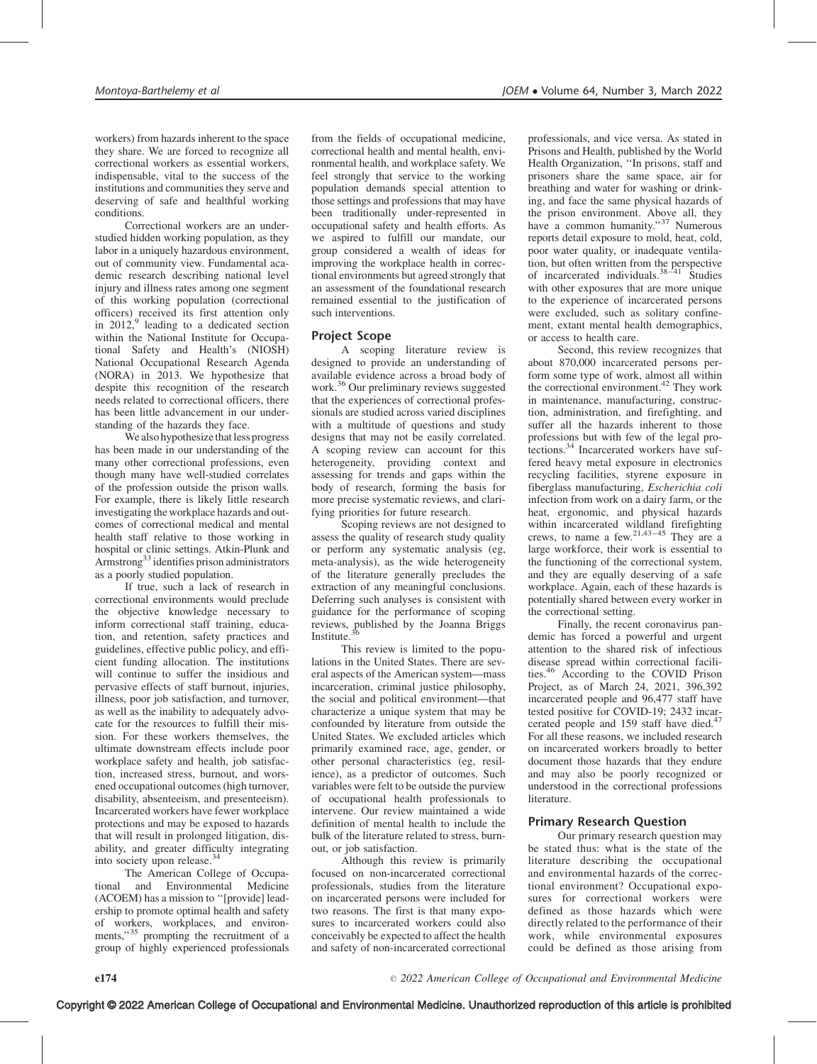workers) from hazards inherent to the space they share. We are forced to recognize all correctional workers as essential workers, indispensable, vital to the success of the institutions and communities they serve and deserving of safe and healthful working conditions.

Correctional workers are an understudied hidden working population, as they labor in a uniquely hazardous environment, out of community view. Fundamental academic research describing national level injury and illness rates among one segment of this working population (correctional officers) received its first attention only in 2012,[9] leading to a dedicated section within the National Institute for Occupational Safety and Health's (NIOSH) National Occupational Research Agenda (NORA) in 2013. We hypothesize that despite this recognition of the research needs related to correctional officers, there has been little advancement in our understanding of the hazards they face.

We also hypothesize that less progress has been made in our understanding of the many other correctional professions, even though many have well-studied correlates of the profession outside the prison walls. For example, there is likely little research investigating the workplace hazards and outcomes of correctional medical and mental health staff relative to those working in hospital or clinic settings. Atkin-Plunk and Armstrong[33] identifies prison administrators as a poorly studied population.

If true, such a lack of research in correctional environments would preclude the objective knowledge necessary to inform correctional staff training, education, and retention, safety practices and guidelines, effective public policy, and efficient funding allocation. The institutions will continue to suffer the insidious and pervasive effects of staff burnout, injuries, illness, poor job satisfaction, and turnover, as well as the inability to adequately advocate for the resources to fulfill their mission. For these workers themselves, the ultimate downstream effects include poor workplace safety and health, job satisfaction, increased stress, burnout, and worsened occupational outcomes (high turnover, disability, absenteeism, and presenteeism). Incarcerated workers have fewer workplace protections and may be exposed to hazards that will result in prolonged litigation, disability, and greater difficulty integrating into society upon release.[34]

The American College of Occupational and Environmental Medicine (ACOEM) has a mission to "[provide] leadership to promote optimal health and safety of workers, workplaces, and environments,"[35] prompting the recruitment of a group of highly experienced professionals from the fields of occupational medicine, correctional health and mental health, environmental health, and workplace safety. We feel strongly that service to the working population demands special attention to those settings and professions that may have been traditionally under-represented in occupational safety and health efforts. As we aspired to fulfill our mandate, our group considered a wealth of ideas for improving the workplace health in correctional environments but agreed strongly that an assessment of the foundational research remained essential to the justification of such interventions.

## Project Scope

A scoping literature review is designed to provide an understanding of available evidence across a broad body of work.[36] Our preliminary reviews suggested that the experiences of correctional professionals are studied across varied disciplines with a multitude of questions and study designs that may not be easily correlated. A scoping review can account for this heterogeneity, providing context and assessing for trends and gaps within the body of research, forming the basis for more precise systematic reviews, and clarifying priorities for future research.

Scoping reviews are not designed to assess the quality of research study quality or perform any systematic analysis (eg, meta-analysis), as the wide heterogeneity of the literature generally precludes the extraction of any meaningful conclusions. Deferring such analyses is consistent with guidance for the performance of scoping reviews, published by the Joanna Briggs Institute.[36]

This review is limited to the populations in the United States. There are several aspects of the American system—mass incarceration, criminal justice philosophy, the social and political environment—that characterize a unique system that may be confounded by literature from outside the United States. We excluded articles which primarily examined race, age, gender, or other personal characteristics (eg, resilience), as a predictor of outcomes. Such variables were felt to be outside the purview of occupational health professionals to intervene. Our review maintained a wide definition of mental health to include the bulk of the literature related to stress, burnout, or job satisfaction.

Although this review is primarily focused on non-incarcerated correctional professionals, studies from the literature on incarcerated persons were included for two reasons. The first is that many exposures to incarcerated workers could also conceivably be expected to affect the health and safety of non-incarcerated correctional professionals, and vice versa. As stated in Prisons and Health, published by the World Health Organization, "In prisons, staff and prisoners share the same space, air for breathing and water for washing or drinking, and face the same physical hazards of the prison environment. Above all, they have a common humanity."[37] Numerous reports detail exposure to mold, heat, cold, poor water quality, or inadequate ventilation, but often written from the perspective of incarcerated individuals.[38–41] Studies with other exposures that are more unique to the experience of incarcerated persons were excluded, such as solitary confinement, extant mental health demographics, or access to health care.

Second, this review recognizes that about 870,000 incarcerated persons perform some type of work, almost all within the correctional environment.[42] They work in maintenance, manufacturing, construction, administration, and firefighting, and suffer all the hazards inherent to those professions but with few of the legal protections.[34] Incarcerated workers have suffered heavy metal exposure in electronics recycling facilities, styrene exposure in fiberglass manufacturing, *Escherichia coli* infection from work on a dairy farm, or the heat, ergonomic, and physical hazards within incarcerated wildland firefighting crews, to name a few.[21,43–45] They are a large workforce, their work is essential to the functioning of the correctional system, and they are equally deserving of a safe workplace. Again, each of these hazards is potentially shared between every worker in the correctional setting.

Finally, the recent coronavirus pandemic has forced a powerful and urgent attention to the shared risk of infectious disease spread within correctional facilities.[46] According to the COVID Prison Project, as of March 24, 2021, 396,392 incarcerated people and 96,477 staff have tested positive for COVID-19; 2432 incarcerated people and 159 staff have died.[47] For all these reasons, we included research on incarcerated workers broadly to better document those hazards that they endure and may also be poorly recognized or understood in the correctional professions literature.

## Primary Research Question

Our primary research question may be stated thus: what is the state of the literature describing the occupational and environmental hazards of the correctional environment? Occupational exposures for correctional workers were defined as those hazards which were directly related to the performance of their work, while environmental exposures could be defined as those arising from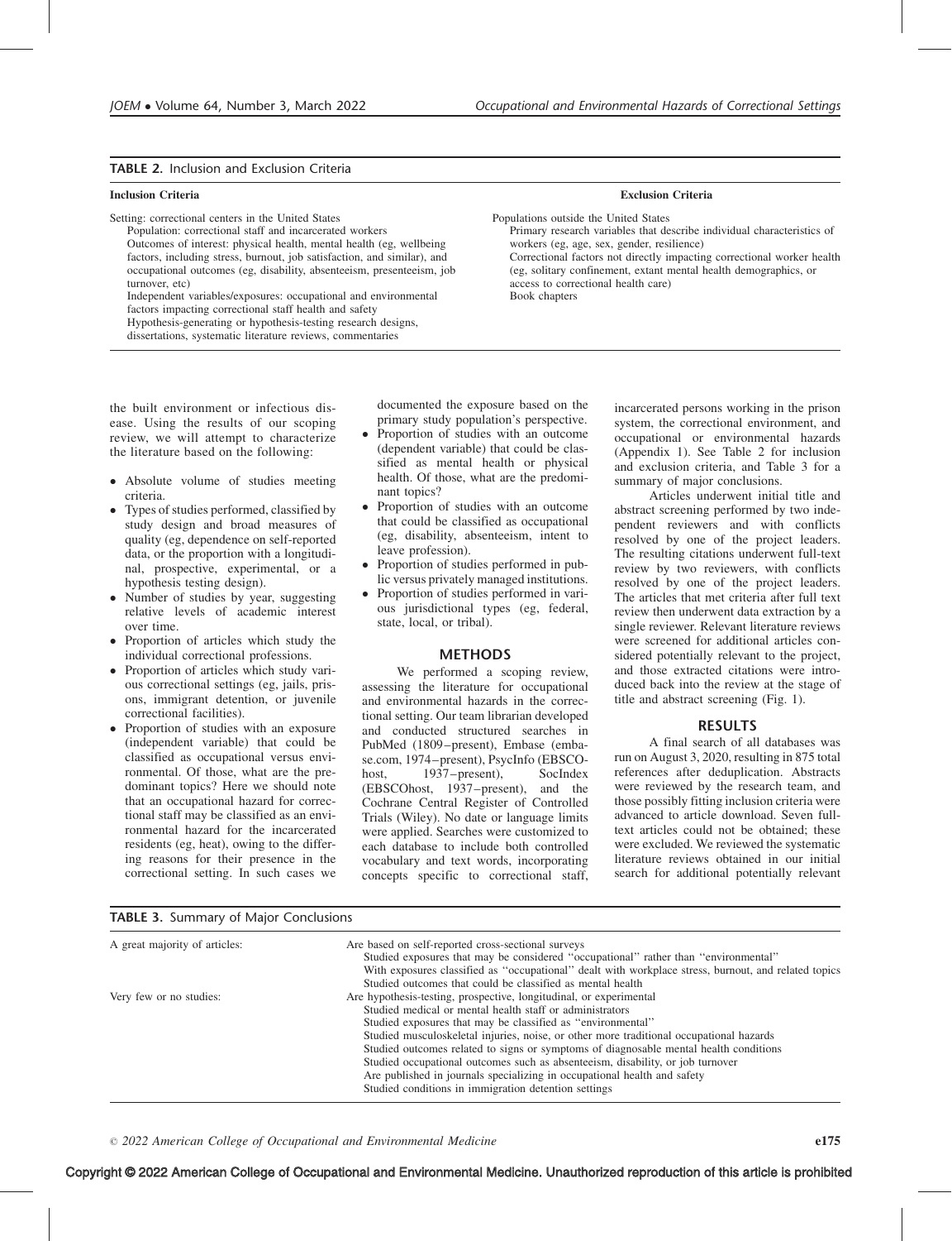**TABLE 2.** Inclusion and Exclusion Criteria

| Inclusion Criteria | Exclusion Criteria |
|---|---|
| Setting: correctional centers in the United States<br>Population: correctional staff and incarcerated workers<br>Outcomes of interest: physical health, mental health (eg, wellbeing factors, including stress, burnout, job satisfaction, and similar), and occupational outcomes (eg, disability, absenteeism, presenteeism, job turnover, etc)<br>Independent variables/exposures: occupational and environmental factors impacting correctional staff health and safety<br>Hypothesis-generating or hypothesis-testing research designs, dissertations, systematic literature reviews, commentaries | Populations outside the United States<br>Primary research variables that describe individual characteristics of workers (eg, age, sex, gender, resilience)<br>Correctional factors not directly impacting correctional worker health (eg, solitary confinement, extant mental health demographics, or access to correctional health care)<br>Book chapters |

the built environment or infectious disease. Using the results of our scoping review, we will attempt to characterize the literature based on the following:

- Absolute volume of studies meeting criteria.
- Types of studies performed, classified by study design and broad measures of quality (eg, dependence on self-reported data, or the proportion with a longitudinal, prospective, experimental, or a hypothesis testing design).
- Number of studies by year, suggesting relative levels of academic interest over time.
- Proportion of articles which study the individual correctional professions.
- Proportion of articles which study various correctional settings (eg, jails, prisons, immigrant detention, or juvenile correctional facilities).
- Proportion of studies with an exposure (independent variable) that could be classified as occupational versus environmental. Of those, what are the predominant topics? Here we should note that an occupational hazard for correctional staff may be classified as an environmental hazard for the incarcerated residents (eg, heat), owing to the differing reasons for their presence in the correctional setting. In such cases we documented the exposure based on the primary study population's perspective.
- Proportion of studies with an outcome (dependent variable) that could be classified as mental health or physical health. Of those, what are the predominant topics?
- Proportion of studies with an outcome that could be classified as occupational (eg, disability, absenteeism, intent to leave profession).
- Proportion of studies performed in public versus privately managed institutions.
- Proportion of studies performed in various jurisdictional types (eg, federal, state, local, or tribal).

## METHODS

We performed a scoping review, assessing the literature for occupational and environmental hazards in the correctional setting. Our team librarian developed and conducted structured searches in PubMed (1809–present), Embase (embase.com, 1974–present), PsycInfo (EBSCOhost, 1937–present), SocIndex (EBSCOhost, 1937–present), and the Cochrane Central Register of Controlled Trials (Wiley). No date or language limits were applied. Searches were customized to each database to include both controlled vocabulary and text words, incorporating concepts specific to correctional staff, incarcerated persons working in the prison system, the correctional environment, and occupational or environmental hazards (Appendix 1). See Table 2 for inclusion and exclusion criteria, and Table 3 for a summary of major conclusions.

Articles underwent initial title and abstract screening performed by two independent reviewers and with conflicts resolved by one of the project leaders. The resulting citations underwent full-text review by two reviewers, with conflicts resolved by one of the project leaders. The articles that met criteria after full text review then underwent data extraction by a single reviewer. Relevant literature reviews were screened for additional articles considered potentially relevant to the project, and those extracted citations were introduced back into the review at the stage of title and abstract screening (Fig. 1).

## RESULTS

A final search of all databases was run on August 3, 2020, resulting in 875 total references after deduplication. Abstracts were reviewed by the research team, and those possibly fitting inclusion criteria were advanced to article download. Seven full-text articles could not be obtained; these were excluded. We reviewed the systematic literature reviews obtained in our initial search for additional potentially relevant

**TABLE 3.** Summary of Major Conclusions

| | |
|---|---|
| A great majority of articles: | Are based on self-reported cross-sectional surveys<br>Studied exposures that may be considered "occupational" rather than "environmental"<br>With exposures classified as "occupational" dealt with workplace stress, burnout, and related topics<br>Studied outcomes that could be classified as mental health |
| Very few or no studies: | Are hypothesis-testing, prospective, longitudinal, or experimental<br>Studied medical or mental health staff or administrators<br>Studied exposures that may be classified as "environmental"<br>Studied musculoskeletal injuries, noise, or other more traditional occupational hazards<br>Studied outcomes related to signs or symptoms of diagnosable mental health conditions<br>Studied occupational outcomes such as absenteeism, disability, or job turnover<br>Are published in journals specializing in occupational health and safety<br>Studied conditions in immigration detention settings |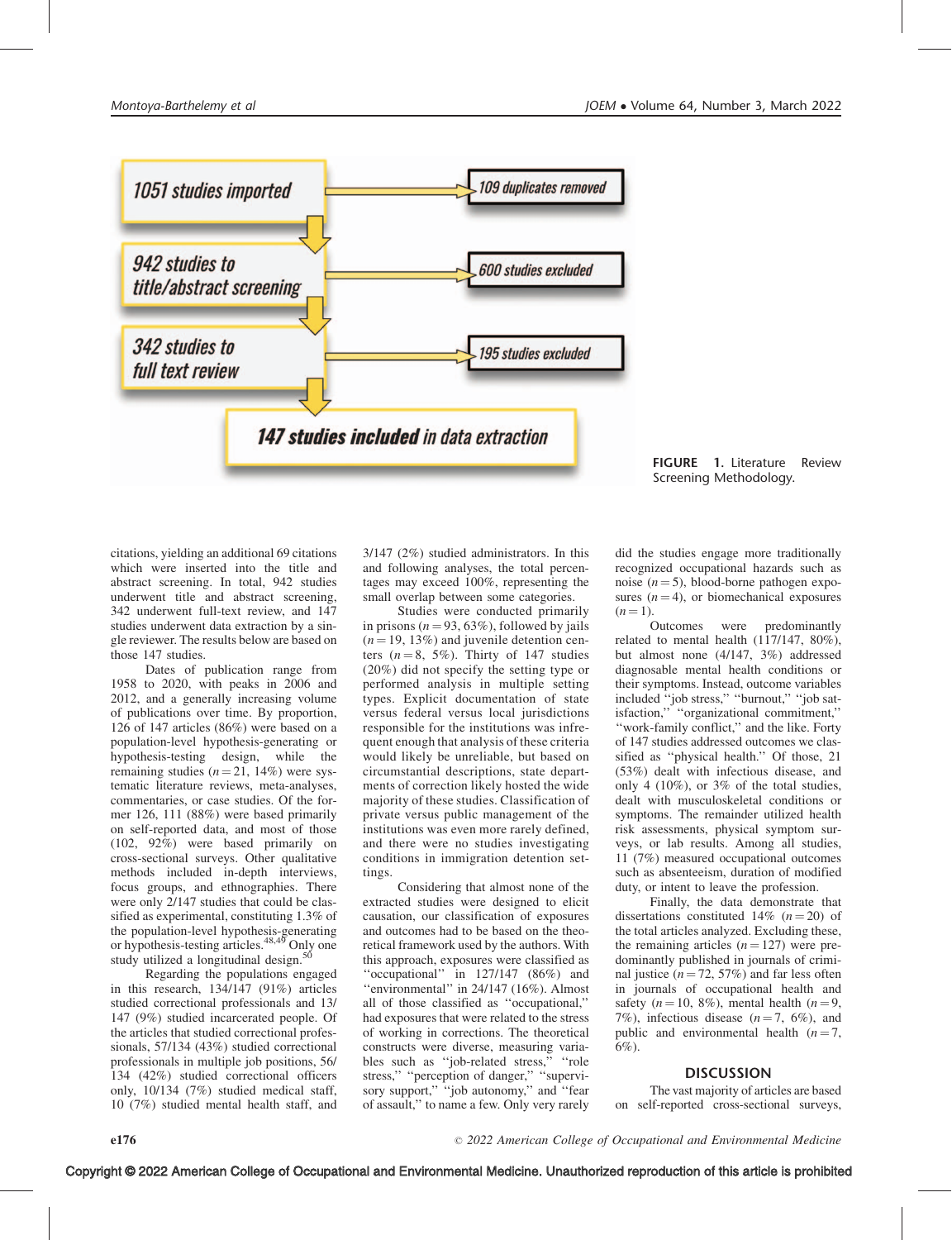1051 studies imported → 109 duplicates removed

942 studies to title/abstract screening → 600 studies excluded

342 studies to full text review → 195 studies excluded

147 studies included in data extraction

**FIGURE 1.** Literature Review Screening Methodology.

citations, yielding an additional 69 citations which were inserted into the title and abstract screening. In total, 942 studies underwent title and abstract screening, 342 underwent full-text review, and 147 studies underwent data extraction by a single reviewer. The results below are based on those 147 studies.

Dates of publication range from 1958 to 2020, with peaks in 2006 and 2012, and a generally increasing volume of publications over time. By proportion, 126 of 147 articles (86%) were based on a population-level hypothesis-generating or hypothesis-testing design, while the remaining studies ($n = 21$, 14%) were systematic literature reviews, meta-analyses, commentaries, or case studies. Of the former 126, 111 (88%) were based primarily on self-reported data, and most of those (102, 92%) were based primarily on cross-sectional surveys. Other qualitative methods included in-depth interviews, focus groups, and ethnographies. There were only 2/147 studies that could be classified as experimental, constituting 1.3% of the population-level hypothesis-generating or hypothesis-testing articles.[48,49] Only one study utilized a longitudinal design.[50]

Regarding the populations engaged in this research, 134/147 (91%) articles studied correctional professionals and 13/147 (9%) studied incarcerated people. Of the articles that studied correctional professionals, 57/134 (43%) studied correctional professionals in multiple job positions, 56/134 (42%) studied correctional officers only, 10/134 (7%) studied medical staff, 10 (7%) studied mental health staff, and 3/147 (2%) studied administrators. In this and following analyses, the total percentages may exceed 100%, representing the small overlap between some categories.

Studies were conducted primarily in prisons ($n = 93$, 63%), followed by jails ($n = 19$, 13%) and juvenile detention centers ($n = 8$, 5%). Thirty of 147 studies (20%) did not specify the setting type or performed analysis in multiple setting types. Explicit documentation of state versus federal versus local jurisdictions responsible for the institutions was infrequent enough that analysis of these criteria would likely be unreliable, but based on circumstantial descriptions, state departments of correction likely hosted the wide majority of these studies. Classification of private versus public management of the institutions was even more rarely defined, and there were no studies investigating conditions in immigration detention settings.

Considering that almost none of the extracted studies were designed to elicit causation, our classification of exposures and outcomes had to be based on the theoretical framework used by the authors. With this approach, exposures were classified as ''occupational'' in 127/147 (86%) and ''environmental'' in 24/147 (16%). Almost all of those classified as ''occupational,'' had exposures that were related to the stress of working in corrections. The theoretical constructs were diverse, measuring variables such as ''job-related stress,'' ''role stress,'' ''perception of danger,'' ''supervisory support,'' ''job autonomy,'' and ''fear of assault,'' to name a few. Only very rarely did the studies engage more traditionally recognized occupational hazards such as noise ($n = 5$), blood-borne pathogen exposures ($n = 4$), or biomechanical exposures ($n = 1$).

Outcomes were predominantly related to mental health (117/147, 80%), but almost none (4/147, 3%) addressed diagnosable mental health conditions or their symptoms. Instead, outcome variables included ''job stress,'' ''burnout,'' ''job satisfaction,'' ''organizational commitment,'' ''work-family conflict,'' and the like. Forty of 147 studies addressed outcomes we classified as ''physical health.'' Of those, 21 (53%) dealt with infectious disease, and only 4 (10%), or 3% of the total studies, dealt with musculoskeletal conditions or symptoms. The remainder utilized health risk assessments, physical symptom surveys, or lab results. Among all studies, 11 (7%) measured occupational outcomes such as absenteeism, duration of modified duty, or intent to leave the profession.

Finally, the data demonstrate that dissertations constituted 14% ($n = 20$) of the total articles analyzed. Excluding these, the remaining articles ($n = 127$) were predominantly published in journals of criminal justice ($n = 72$, 57%) and far less often in journals of occupational health and safety ($n = 10$, 8%), mental health ($n = 9$, 7%), infectious disease ($n = 7$, 6%), and public and environmental health ($n = 7$, 6%).

## DISCUSSION

The vast majority of articles are based on self-reported cross-sectional surveys,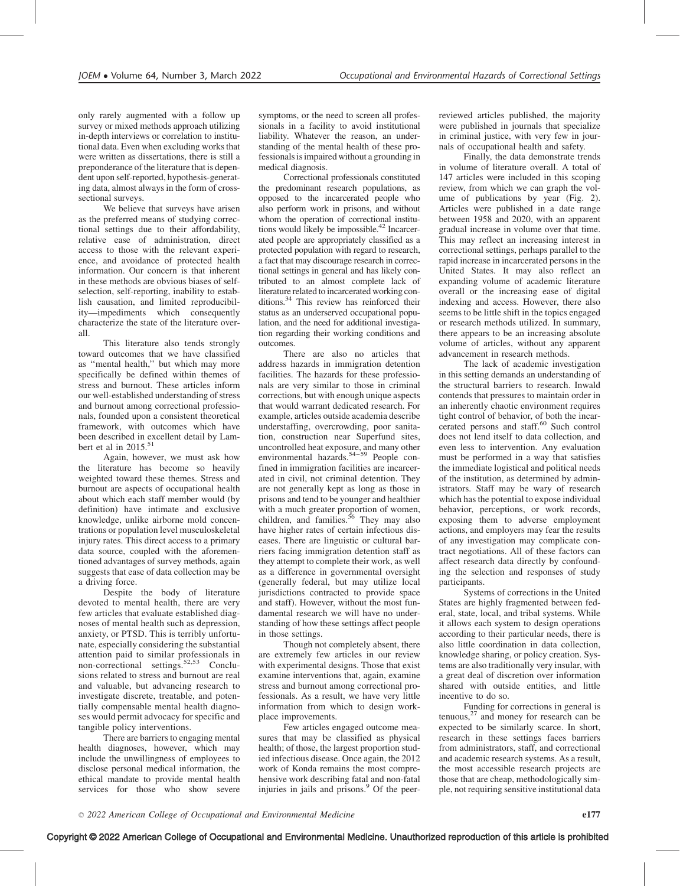only rarely augmented with a follow up survey or mixed methods approach utilizing in-depth interviews or correlation to institutional data. Even when excluding works that were written as dissertations, there is still a preponderance of the literature that is dependent upon self-reported, hypothesis-generating data, almost always in the form of cross-sectional surveys.

We believe that surveys have arisen as the preferred means of studying correctional settings due to their affordability, relative ease of administration, direct access to those with the relevant experience, and avoidance of protected health information. Our concern is that inherent in these methods are obvious biases of self-selection, self-reporting, inability to establish causation, and limited reproducibility—impediments which consequently characterize the state of the literature overall.

This literature also tends strongly toward outcomes that we have classified as "mental health," but which may more specifically be defined within themes of stress and burnout. These articles inform our well-established understanding of stress and burnout among correctional professionals, founded upon a consistent theoretical framework, with outcomes which have been described in excellent detail by Lambert et al in 2015.[51]

Again, however, we must ask how the literature has become so heavily weighted toward these themes. Stress and burnout are aspects of occupational health about which each staff member would (by definition) have intimate and exclusive knowledge, unlike airborne mold concentrations or population level musculoskeletal injury rates. This direct access to a primary data source, coupled with the aforementioned advantages of survey methods, again suggests that ease of data collection may be a driving force.

Despite the body of literature devoted to mental health, there are very few articles that evaluate established diagnoses of mental health such as depression, anxiety, or PTSD. This is terribly unfortunate, especially considering the substantial attention paid to similar professionals in non-correctional settings.[52,53] Conclusions related to stress and burnout are real and valuable, but advancing research to investigate discrete, treatable, and potentially compensable mental health diagnoses would permit advocacy for specific and tangible policy interventions.

There are barriers to engaging mental health diagnoses, however, which may include the unwillingness of employees to disclose personal medical information, the ethical mandate to provide mental health services for those who show severe symptoms, or the need to screen all professionals in a facility to avoid institutional liability. Whatever the reason, an understanding of the mental health of these professionals is impaired without a grounding in medical diagnosis.

Correctional professionals constituted the predominant research populations, as opposed to the incarcerated people who also perform work in prisons, and without whom the operation of correctional institutions would likely be impossible.[42] Incarcerated people are appropriately classified as a protected population with regard to research, a fact that may discourage research in correctional settings in general and has likely contributed to an almost complete lack of literature related to incarcerated working conditions.[34] This review has reinforced their status as an underserved occupational population, and the need for additional investigation regarding their working conditions and outcomes.

There are also no articles that address hazards in immigration detention facilities. The hazards for these professionals are very similar to those in criminal corrections, but with enough unique aspects that would warrant dedicated research. For example, articles outside academia describe understaffing, overcrowding, poor sanitation, construction near Superfund sites, uncontrolled heat exposure, and many other environmental hazards.[54–59] People confined in immigration facilities are incarcerated in civil, not criminal detention. They are not generally kept as long as those in prisons and tend to be younger and healthier with a much greater proportion of women, children, and families.[56] They may also have higher rates of certain infectious diseases. There are linguistic or cultural barriers facing immigration detention staff as they attempt to complete their work, as well as a difference in governmental oversight (generally federal, but may utilize local jurisdictions contracted to provide space and staff). However, without the most fundamental research we will have no understanding of how these settings affect people in those settings.

Though not completely absent, there are extremely few articles in our review with experimental designs. Those that exist examine interventions that, again, examine stress and burnout among correctional professionals. As a result, we have very little information from which to design workplace improvements.

Few articles engaged outcome measures that may be classified as physical health; of those, the largest proportion studied infectious disease. Once again, the 2012 work of Konda remains the most comprehensive work describing fatal and non-fatal injuries in jails and prisons.[9] Of the peer-reviewed articles published, the majority were published in journals that specialize in criminal justice, with very few in journals of occupational health and safety.

Finally, the data demonstrate trends in volume of literature overall. A total of 147 articles were included in this scoping review, from which we can graph the volume of publications by year (Fig. 2). Articles were published in a date range between 1958 and 2020, with an apparent gradual increase in volume over that time. This may reflect an increasing interest in correctional settings, perhaps parallel to the rapid increase in incarcerated persons in the United States. It may also reflect an expanding volume of academic literature overall or the increasing ease of digital indexing and access. However, there also seems to be little shift in the topics engaged or research methods utilized. In summary, there appears to be an increasing absolute volume of articles, without any apparent advancement in research methods.

The lack of academic investigation in this setting demands an understanding of the structural barriers to research. Inwald contends that pressures to maintain order in an inherently chaotic environment requires tight control of behavior, of both the incarcerated persons and staff.[60] Such control does not lend itself to data collection, and even less to intervention. Any evaluation must be performed in a way that satisfies the immediate logistical and political needs of the institution, as determined by administrators. Staff may be wary of research which has the potential to expose individual behavior, perceptions, or work records, exposing them to adverse employment actions, and employers may fear the results of any investigation may complicate contract negotiations. All of these factors can affect research data directly by confounding the selection and responses of study participants.

Systems of corrections in the United States are highly fragmented between federal, state, local, and tribal systems. While it allows each system to design operations according to their particular needs, there is also little coordination in data collection, knowledge sharing, or policy creation. Systems are also traditionally very insular, with a great deal of discretion over information shared with outside entities, and little incentive to do so.

Funding for corrections in general is tenuous,[27] and money for research can be expected to be similarly scarce. In short, research in these settings faces barriers from administrators, staff, and correctional and academic research systems. As a result, the most accessible research projects are those that are cheap, methodologically simple, not requiring sensitive institutional data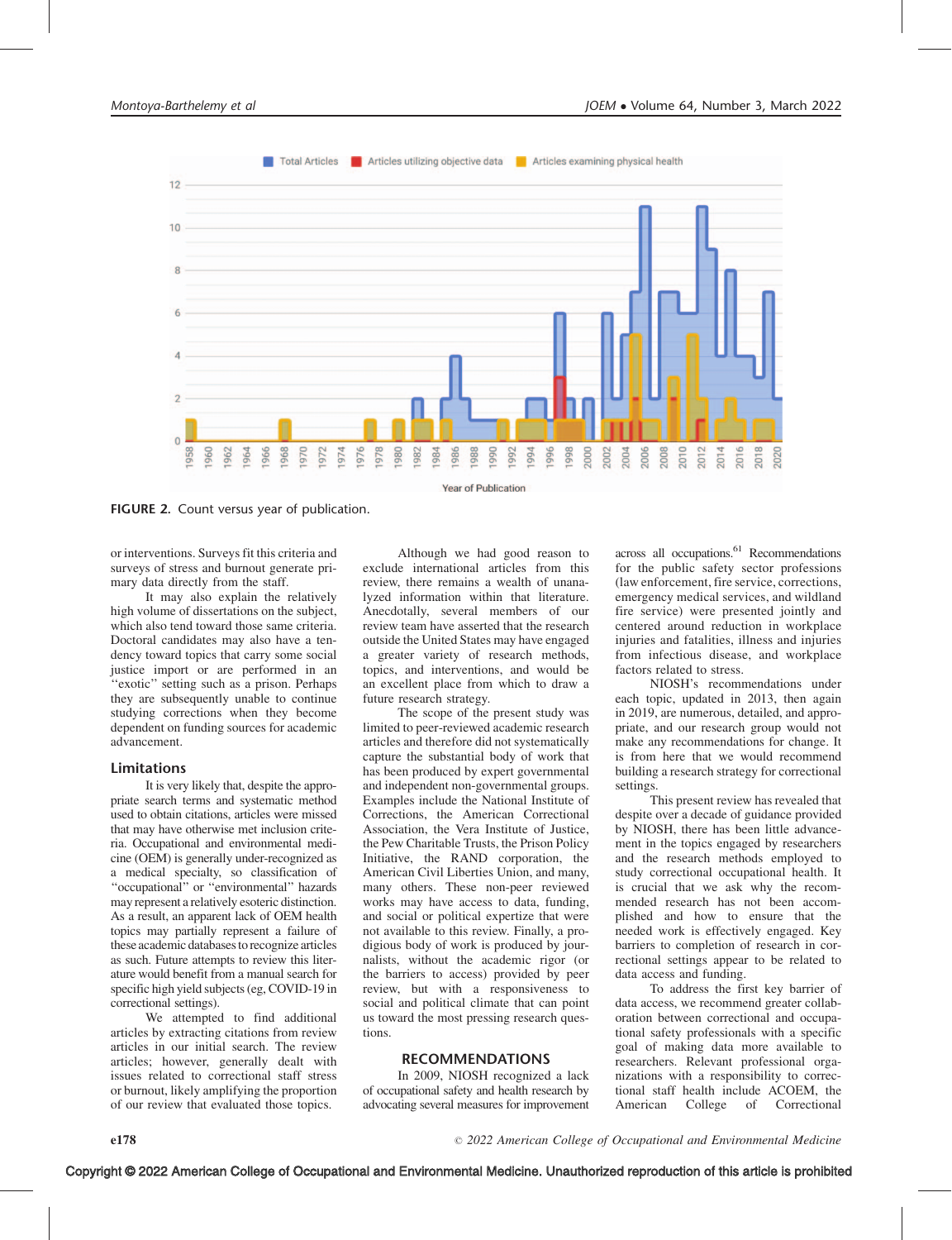FIGURE 2. Count versus year of publication.

or interventions. Surveys fit this criteria and surveys of stress and burnout generate primary data directly from the staff.

It may also explain the relatively high volume of dissertations on the subject, which also tend toward those same criteria. Doctoral candidates may also have a tendency toward topics that carry some social justice import or are performed in an ''exotic'' setting such as a prison. Perhaps they are subsequently unable to continue studying corrections when they become dependent on funding sources for academic advancement.

## Limitations

It is very likely that, despite the appropriate search terms and systematic method used to obtain citations, articles were missed that may have otherwise met inclusion criteria. Occupational and environmental medicine (OEM) is generally under-recognized as a medical specialty, so classification of ''occupational'' or ''environmental'' hazards may represent a relatively esoteric distinction. As a result, an apparent lack of OEM health topics may partially represent a failure of these academic databases to recognize articles as such. Future attempts to review this literature would benefit from a manual search for specific high yield subjects (eg, COVID-19 in correctional settings).

We attempted to find additional articles by extracting citations from review articles in our initial search. The review articles; however, generally dealt with issues related to correctional staff stress or burnout, likely amplifying the proportion of our review that evaluated those topics.

Although we had good reason to exclude international articles from this review, there remains a wealth of unanalyzed information within that literature. Anecdotally, several members of our review team have asserted that the research outside the United States may have engaged a greater variety of research methods, topics, and interventions, and would be an excellent place from which to draw a future research strategy.

The scope of the present study was limited to peer-reviewed academic research articles and therefore did not systematically capture the substantial body of work that has been produced by expert governmental and independent non-governmental groups. Examples include the National Institute of Corrections, the American Correctional Association, the Vera Institute of Justice, the Pew Charitable Trusts, the Prison Policy Initiative, the RAND corporation, the American Civil Liberties Union, and many, many others. These non-peer reviewed works may have access to data, funding, and social or political expertize that were not available to this review. Finally, a prodigious body of work is produced by journalists, without the academic rigor (or the barriers to access) provided by peer review, but with a responsiveness to social and political climate that can point us toward the most pressing research questions.

## RECOMMENDATIONS

In 2009, NIOSH recognized a lack of occupational safety and health research by advocating several measures for improvement across all occupations.[61] Recommendations for the public safety sector professions (law enforcement, fire service, corrections, emergency medical services, and wildland fire service) were presented jointly and centered around reduction in workplace injuries and fatalities, illness and injuries from infectious disease, and workplace factors related to stress.

NIOSH's recommendations under each topic, updated in 2013, then again in 2019, are numerous, detailed, and appropriate, and our research group would not make any recommendations for change. It is from here that we would recommend building a research strategy for correctional settings.

This present review has revealed that despite over a decade of guidance provided by NIOSH, there has been little advancement in the topics engaged by researchers and the research methods employed to study correctional occupational health. It is crucial that we ask why the recommended research has not been accomplished and how to ensure that the needed work is effectively engaged. Key barriers to completion of research in correctional settings appear to be related to data access and funding.

To address the first key barrier of data access, we recommend greater collaboration between correctional and occupational safety professionals with a specific goal of making data more available to researchers. Relevant professional organizations with a responsibility to correctional staff health include ACOEM, the American College of Correctional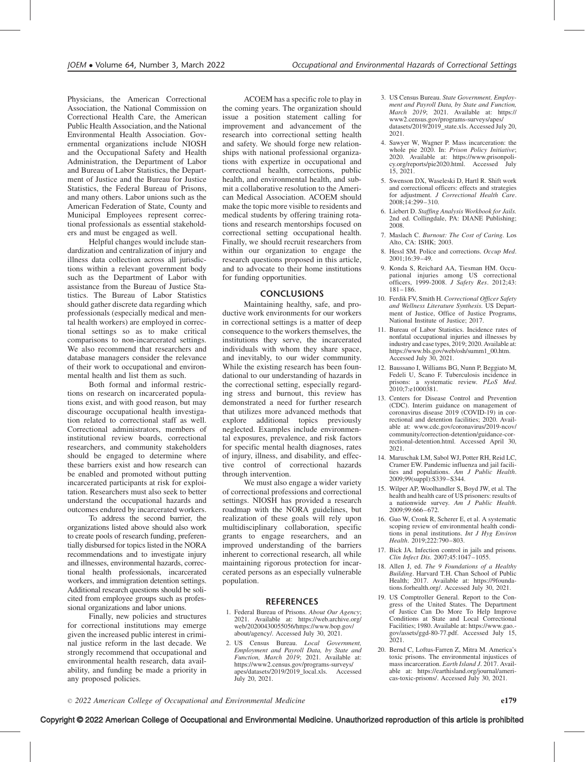Physicians, the American Correctional Association, the National Commission on Correctional Health Care, the American Public Health Association, and the National Environmental Health Association. Governmental organizations include NIOSH and the Occupational Safety and Health Administration, the Department of Labor and Bureau of Labor Statistics, the Department of Justice and the Bureau for Justice Statistics, the Federal Bureau of Prisons, and many others. Labor unions such as the American Federation of State, County and Municipal Employees represent correctional professionals as essential stakeholders and must be engaged as well.

Helpful changes would include standardization and centralization of injury and illness data collection across all jurisdictions within a relevant government body such as the Department of Labor with assistance from the Bureau of Justice Statistics. The Bureau of Labor Statistics should gather discrete data regarding which professionals (especially medical and mental health workers) are employed in correctional settings so as to make critical comparisons to non-incarcerated settings. We also recommend that researchers and database managers consider the relevance of their work to occupational and environmental health and list them as such.

Both formal and informal restrictions on research on incarcerated populations exist, and with good reason, but may discourage occupational health investigation related to correctional staff as well. Correctional administrators, members of institutional review boards, correctional researchers, and community stakeholders should be engaged to determine where these barriers exist and how research can be enabled and promoted without putting incarcerated participants at risk for exploitation. Researchers must also seek to better understand the occupational hazards and outcomes endured by incarcerated workers.

To address the second barrier, the organizations listed above should also work to create pools of research funding, preferentially disbursed for topics listed in the NORA recommendations and to investigate injury and illnesses, environmental hazards, correctional health professionals, incarcerated workers, and immigration detention settings. Additional research questions should be solicited from employee groups such as professional organizations and labor unions.

Finally, new policies and structures for correctional institutions may emerge given the increased public interest in criminal justice reform in the last decade. We strongly recommend that occupational and environmental health research, data availability, and funding be made a priority in any proposed policies.

ACOEM has a specific role to play in the coming years. The organization should issue a position statement calling for improvement and advancement of the research into correctional setting health and safety. We should forge new relationships with national professional organizations with expertize in occupational and correctional health, corrections, public health, and environmental health, and submit a collaborative resolution to the American Medical Association. ACOEM should make the topic more visible to residents and medical students by offering training rotations and research mentorships focused on correctional setting occupational health. Finally, we should recruit researchers from within our organization to engage the research questions proposed in this article, and to advocate to their home institutions for funding opportunities.

## CONCLUSIONS

Maintaining healthy, safe, and productive work environments for our workers in correctional settings is a matter of deep consequence to the workers themselves, the institutions they serve, the incarcerated individuals with whom they share space, and inevitably, to our wider community. While the existing research has been foundational to our understanding of hazards in the correctional setting, especially regarding stress and burnout, this review has demonstrated a need for further research that utilizes more advanced methods that explore additional topics previously neglected. Examples include environmental exposures, prevalence, and risk factors for specific mental health diagnoses, rates of injury, illness, and disability, and effective control of correctional hazards through intervention.

We must also engage a wider variety of correctional professions and correctional settings. NIOSH has provided a research roadmap with the NORA guidelines, but realization of these goals will rely upon multidisciplinary collaboration, specific grants to engage researchers, and an improved understanding of the barriers inherent to correctional research, all while maintaining rigorous protection for incarcerated persons as an especially vulnerable population.

## REFERENCES

1. Federal Bureau of Prisons. *About Our Agency*; 2021. Available at: https://web.archive.org/web/20200430055056/https://www.bop.gov/about/agency/. Accessed July 30, 2021.
2. US Census Bureau. *Local Government, Employment and Payroll Data, by State and Function, March 2019*; 2021. Available at: https://www2.census.gov/programs-surveys/apes/datasets/2019/2019_local.xls. Accessed July 20, 2021.
3. US Census Bureau. *State Government, Employment and Payroll Data, by State and Function, March 2019*; 2021. Available at: https://www2.census.gov/programs-surveys/apes/datasets/2019/2019_state.xls. Accessed July 20, 2021.
4. Sawyer W, Wagner P. Mass incarceration: the whole pie 2020. In: *Prison Policy Initiative*; 2020. Available at: https://www.prisonpolicy.org/reports/pie2020.html. Accessed July 15, 2021.
5. Swenson DX, Waseleski D, Hartl R. Shift work and correctional officers: effects and strategies for adjustment. *J Correctional Health Care*. 2008;14:299–310.
6. Liebert D. *Staffing Analysis Workbook for Jails.* 2nd ed. Collingdale, PA: DIANE Publishing; 2008.
7. Maslach C. *Burnout: The Cost of Caring.* Los Alto, CA: ISHK; 2003.
8. Hessl SM. Police and corrections. *Occup Med*. 2001;16:39–49.
9. Konda S, Reichard AA, Tiesman HM. Occupational injuries among US correctional officers, 1999-2008. *J Safety Res*. 2012;43: 181–186.
10. Ferdik FV, Smith H. *Correctional Officer Safety and Wellness Literature Synthesis.* US Department of Justice, Office of Justice Programs, National Institute of Justice; 2017.
11. Bureau of Labor Statistics. Incidence rates of nonfatal occupational injuries and illnesses by industry and case types, 2019; 2020. Available at: https://www.bls.gov/web/osh/summ1_00.htm. Accessed July 30, 2021.
12. Baussano I, Williams BG, Nunn P, Beggiato M, Fedeli U, Scano F. Tuberculosis incidence in prisons: a systematic review. *PLoS Med*. 2010;7:e1000381.
13. Centers for Disease Control and Prevention (CDC). Interim guidance on management of coronavirus disease 2019 (COVID-19) in correctional and detention facilities; 2020. Available at: www.cdc.gov/coronavirus/2019-ncov/community/correction-detention/guidance-correctional-detention.html. Accessed April 30, 2021.
14. Maruschak LM, Sabol WJ, Potter RH, Reid LC, Cramer EW. Pandemic influenza and jail facilities and populations. *Am J Public Health*. 2009;99(suppl):S339–S344.
15. Wilper AP, Woolhandler S, Boyd JW, et al. The health and health care of US prisoners: results of a nationwide survey. *Am J Public Health*. 2009;99:666–672.
16. Guo W, Cronk R, Scherer E, et al. A systematic scoping review of environmental health conditions in penal institutions. *Int J Hyg Environ Health*. 2019;222:790–803.
17. Bick JA. Infection control in jails and prisons. *Clin Infect Dis*. 2007;45:1047–1055.
18. Allen J, ed. *The 9 Foundations of a Healthy Building*. Harvard T.H. Chan School of Public Health; 2017. Available at: https://9foundations.forhealth.org/. Accessed July 30, 2021.
19. US Comptroller General. Report to the Congress of the United States. The Department of Justice Can Do More To Help Improve Conditions at State and Local Correctional Facilities; 1980. Available at: https://www.gao.gov/assets/ggd-80-77.pdf. Accessed July 15, 2021.
20. Bernd C, Loftus-Farren Z, Mitra M. America's toxic prisons. The environmental injustices of mass incarceration. *Earth Island J*. 2017. Available at: https://earthisland.org/journal/americas-toxic-prisons/. Accessed July 30, 2021.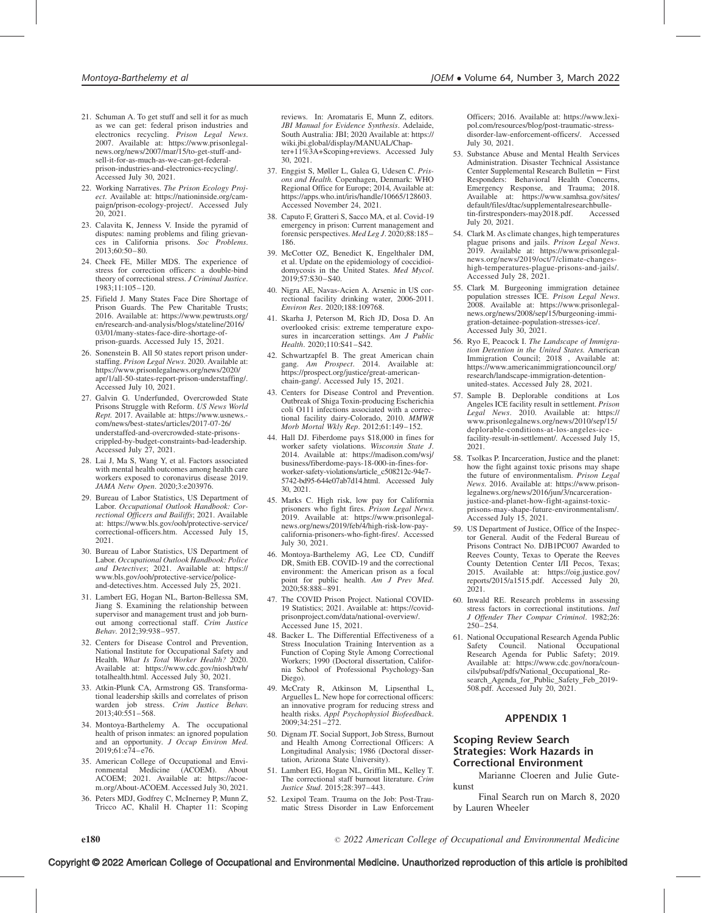21. Schuman A. To get stuff and sell it for as much as we can get: federal prison industries and electronics recycling. *Prison Legal News*. 2007. Available at: https://www.prisonlegalnews.org/news/2007/mar/15/to-get-stuff-and-sell-it-for-as-much-as-we-can-get-federal-prison-industries-and-electronics-recycling/. Accessed July 30, 2021.
22. Working Narratives. *The Prison Ecology Project*. Available at: https://nationinside.org/campaign/prison-ecology-project/. Accessed July 20, 2021.
23. Calavita K, Jenness V. Inside the pyramid of disputes: naming problems and filing grievances in California prisons. *Soc Problems*. 2013;60:50–80.
24. Cheek FE, Miller MDS. The experience of stress for correction officers: a double-bind theory of correctional stress. *J Criminal Justice*. 1983;11:105–120.
25. Fifield J. Many States Face Dire Shortage of Prison Guards. The Pew Charitable Trusts; 2016. Available at: https://www.pewtrusts.org/en/research-and-analysis/blogs/stateline/2016/03/01/many-states-face-dire-shortage-of-prison-guards. Accessed July 15, 2021.
26. Sonenstein B. All 50 states report prison understaffing. *Prison Legal News*. 2020. Available at: https://www.prisonlegalnews.org/news/2020/apr/1/all-50-states-report-prison-understaffing/. Accessed July 10, 2021.
27. Galvin G. Underfunded, Overcrowded State Prisons Struggle with Reform. *US News World Rept*. 2017. Available at: https://www.usnews.com/news/best-states/articles/2017-07-26/understaffed-and-overcrowded-state-prisons-crippled-by-budget-constraints-bad-leadership. Accessed July 27, 2021.
28. Lai J, Ma S, Wang Y, et al. Factors associated with mental health outcomes among health care workers exposed to coronavirus disease 2019. *JAMA Netw Open*. 2020;3:e203976.
29. Bureau of Labor Statistics, US Department of Labor. *Occupational Outlook Handbook: Correctional Officers and Bailiffs*; 2021. Available at: https://www.bls.gov/ooh/protective-service/correctional-officers.htm. Accessed July 15, 2021.
30. Bureau of Labor Statistics, US Department of Labor. *Occupational Outlook Handbook: Police and Detectives*; 2021. Available at: https://www.bls.gov/ooh/protective-service/police-and-detectives.htm. Accessed July 25, 2021.
31. Lambert EG, Hogan NL, Barton-Bellessa SM, Jiang S. Examining the relationship between supervisor and management trust and job burnout among correctional staff. *Crim Justice Behav*. 2012;39:938–957.
32. Centers for Disease Control and Prevention, National Institute for Occupational Safety and Health. *What Is Total Worker Health?* 2020. Available at: https://www.cdc.gov/niosh/twh/totalhealth.html. Accessed July 30, 2021.
33. Atkin-Plunk CA, Armstrong GS. Transformational leadership skills and correlates of prison warden job stress. *Crim Justice Behav*. 2013;40:551–568.
34. Montoya-Barthelemy A. The occupational health of prison inmates: an ignored population and an opportunity. *J Occup Environ Med*. 2019;61:e74–e76.
35. American College of Occupational and Environmental Medicine (ACOEM). About ACOEM; 2021. Available at: https://acoem.org/About-ACOEM. Accessed July 30, 2021.
36. Peters MDJ, Godfrey C, McInerney P, Munn Z, Tricco AC, Khalil H. Chapter 11: Scoping reviews. In: Aromataris E, Munn Z, editors. *JBI Manual for Evidence Synthesis*. Adelaide, South Australia: JBI; 2020 Available at: https://wiki.jbi.global/display/MANUAL/Chapter+11%3A+Scoping+reviews. Accessed July 30, 2021.
37. Enggist S, Møller L, Galea G, Udesen C. *Prisons and Health*. Copenhagen, Denmark: WHO Regional Office for Europe; 2014, Available at: https://apps.who.int/iris/handle/10665/128603. Accessed November 24, 2021.
38. Caputo F, Gratteri S, Sacco MA, et al. Covid-19 emergency in prison: Current management and forensic perspectives. *Med Leg J*. 2020;88:185–186.
39. McCotter OZ, Benedict K, Engelthaler DM, et al. Update on the epidemiology of coccidioidomycosis in the United States. *Med Mycol*. 2019;57:S30–S40.
40. Nigra AE, Navas-Acien A. Arsenic in US correctional facility drinking water, 2006-2011. *Environ Res*. 2020;188:109768.
41. Skarha J, Peterson M, Rich JD, Dosa D. An overlooked crisis: extreme temperature exposures in incarceration settings. *Am J Public Health*. 2020;110:S41–S42.
42. Schwartzapfel B. The great American chain gang. *Am Prospect*. 2014. Available at: https://prospect.org/justice/great-american-chain-gang/. Accessed July 15, 2021.
43. Centers for Disease Control and Prevention. Outbreak of Shiga Toxin-producing Escherichia coli O111 infections associated with a correctional facility dairy-Colorado, 2010. *MMWR Morb Mortal Wkly Rep*. 2012;61:149–152.
44. Hall DJ. Fiberdome pays $18,000 in fines for worker safety violations. *Wisconsin State J*. 2014. Available at: https://madison.com/wsj/business/fiberdome-pays-18-000-in-fines-for-worker-safety-violations/article_c508212c-94e7-5742-bd95-644e07ab7d14.html. Accessed July 30, 2021.
45. Marks C. High risk, low pay for California prisoners who fight fires. *Prison Legal News*. 2019. Available at: https://www.prisonlegalnews.org/news/2019/feb/4/high-risk-low-pay-california-prisoners-who-fight-fires/. Accessed July 30, 2021.
46. Montoya-Barthelemy AG, Lee CD, Cundiff DR, Smith EB. COVID-19 and the correctional environment: the American prison as a focal point for public health. *Am J Prev Med*. 2020;58:888–891.
47. The COVID Prison Project. National COVID-19 Statistics; 2021. Available at: https://covidprisonproject.com/data/national-overview/. Accessed June 15, 2021.
48. Backer L. The Differential Effectiveness of a Stress Inoculation Training Intervention as a Function of Coping Style Among Correctional Workers; 1990 (Doctoral dissertation, California School of Professional Psychology-San Diego).
49. McCraty R, Atkinson M, Lipsenthal L, Arguelles L. New hope for correctional officers: an innovative program for reducing stress and health risks. *Appl Psychophysiol Biofeedback*. 2009;34:251–272.
50. Dignam JT. Social Support, Job Stress, Burnout and Health Among Correctional Officers: A Longitudinal Analysis; 1986 (Doctoral dissertation, Arizona State University).
51. Lambert EG, Hogan NL, Griffin ML, Kelley T. The correctional staff burnout literature. *Crim Justice Stud*. 2015;28:397–443.
52. Lexipol Team. Trauma on the Job: Post-Traumatic Stress Disorder in Law Enforcement Officers; 2016. Available at: https://www.lexipol.com/resources/blog/post-traumatic-stress-disorder-law-enforcement-officers/. Accessed July 30, 2021.
53. Substance Abuse and Mental Health Services Administration. Disaster Technical Assistance Center Supplemental Research Bulletin – First Responders: Behavioral Health Concerns, Emergency Response, and Trauma; 2018. Available at: https://www.samhsa.gov/sites/default/files/dtac/supplementalresearchbulletin-firstresponders-may2018.pdf. Accessed July 20, 2021.
54. Clark M. As climate changes, high temperatures plague prisons and jails. *Prison Legal News*. 2019. Available at: https://www.prisonlegalnews.org/news/2019/oct/7/climate-changes-high-temperatures-plague-prisons-and-jails/. Accessed July 28, 2021.
55. Clark M. Burgeoning immigration detainee population stresses ICE. *Prison Legal News*. 2008. Available at: https://www.prisonlegalnews.org/news/2008/sep/15/burgeoning-immigration-detainee-population-stresses-ice/. Accessed July 30, 2021.
56. Ryo E, Peacock I. *The Landscape of Immigration Detention in the United States*. American Immigration Council; 2018 , Available at: https://www.americanimmigrationcouncil.org/research/landscape-immigration-detention-united-states. Accessed July 28, 2021.
57. Sample B. Deplorable conditions at Los Angeles ICE facility result in settlement. *Prison Legal News*. 2010. Available at: https://www.prisonlegalnews.org/news/2010/sep/15/deplorable-conditions-at-los-angeles-ice-facility-result-in-settlement/. Accessed July 15, 2021.
58. Tsolkas P. Incarceration, Justice and the planet: how the fight against toxic prisons may shape the future of environmentalism. *Prison Legal News*. 2016. Available at: https://www.prisonlegalnews.org/news/2016/jun/3/ncarceration-justice-and-planet-how-fight-against-toxic-prisons-may-shape-future-environmentalism/. Accessed July 15, 2021.
59. US Department of Justice, Office of the Inspector General. Audit of the Federal Bureau of Prisons Contract No. DJB1PC007 Awarded to Reeves County, Texas to Operate the Reeves County Detention Center I/II Pecos, Texas; 2015. Available at: https://oig.justice.gov/reports/2015/a1515.pdf. Accessed July 20, 2021.
60. Inwald RE. Research problems in assessing stress factors in correctional institutions. *Intl J Offender Ther Compar Criminol*. 1982;26:250–254.
61. National Occupational Research Agenda Public Safety Council. National Occupational Research Agenda for Public Safety; 2019. Available at: https://www.cdc.gov/nora/councils/pubsaf/pdfs/National_Occupational_Research_Agenda_for_Public_Safety_Feb_2019-508.pdf. Accessed July 20, 2021.

## APPENDIX 1

### Scoping Review Search Strategies: Work Hazards in Correctional Environment

Marianne Cloeren and Julie Gutekunst

Final Search run on March 8, 2020 by Lauren Wheeler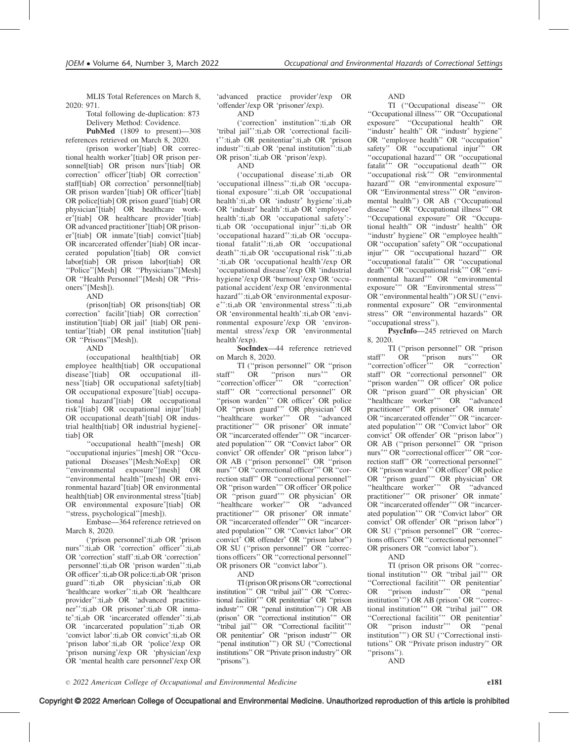MLIS Total References on March 8, 2020: 971.

Total following de-duplication: 873

Delivery Method: Covidence.

**PubMed** (1809 to present)—308 references retrieved on March 8, 2020.

(prison worker*[tiab] OR correctional health worker*[tiab] OR prison personnel[tiab] OR prison nurs*[tiab] OR correction* officer*[tiab] OR correction* staff[tiab] OR correction* personnel[tiab] OR prison warden*[tiab] OR officer*[tiab] OR police[tiab] OR prison guard*[tiab] OR physician*[tiab] OR healthcare worker*[tiab] OR healthcare provider*[tiab] OR advanced practitioner*[tiab] OR prisoner*[tiab] OR inmate*[tiab] convict*[tiab] OR incarcerated offender*[tiab] OR incarcerated population*[tiab] OR convict labor[tiab] OR prison labor[tiab] OR "Police"[Mesh] OR "Physicians"[Mesh] OR "Health Personnel"[Mesh] OR "Prisoners"[Mesh]).

AND

(prison[tiab] OR prisons[tiab] OR correction* facilit*[tiab] OR correction* institution*[tiab] OR jail* [tiab] OR penitentiar*[tiab] OR penal institution*[tiab] OR "Prisons"[Mesh]).

AND

(occupational health[tiab] OR employee health[tiab] OR occupational disease*[tiab] OR occupational illness*[tiab] OR occupational safety[tiab] OR occupational exposure*[tiab] occupational hazard*[tiab] OR occupational risk*[tiab] OR occupational injur*[tiab] OR occupational death*[tiab] OR industrial health[tiab] OR industrial hygiene[tiab] OR

"occupational health"[mesh] OR "occupational injuries"[mesh] OR "Occupational Diseases"[Mesh:NoExp] OR "environmental exposure"[mesh] OR "environmental health"[mesh] OR environmental hazard*[tiab] OR environmental health[tiab] OR environmental stress*[tiab] OR environmental exposure*[tiab] OR "stress, psychological"[mesh]).

Embase—364 reference retrieved on March 8, 2020.

('prison personnel':ti,ab OR 'prison nurs*':ti,ab OR 'correction* officer*':ti,ab OR 'correction* staff':ti,ab OR 'correction* personnel':ti,ab OR 'prison warden*':ti,ab OR officer*:ti,ab OR police:ti,ab OR 'prison guard*':ti,ab OR physician*:ti,ab OR 'healthcare worker*':ti,ab OR 'healthcare provider*':ti,ab OR 'advanced practitioner*':ti,ab OR prisoner*:ti,ab OR inmate*:ti,ab OR 'incarcerated offender*':ti,ab OR 'incarcerated population*':ti,ab OR 'convict labor':ti,ab OR convict*:ti,ab OR 'prison labor':ti,ab OR 'police'/exp OR 'prison nursing'/exp OR 'physician'/exp OR 'mental health care personnel'/exp OR 'advanced practice provider'/exp OR 'offender'/exp OR 'prisoner'/exp).

AND

('correction* institution*':ti,ab OR 'tribal jail*':ti,ab OR 'correctional facilit*':ti,ab OR penitentiar*:ti,ab OR 'prison industr*':ti,ab OR 'penal institution*':ti,ab OR prison*:ti,ab OR 'prison'/exp).

AND

('occupational disease':ti,ab OR 'occupational illness*':ti,ab OR 'occupational exposure*':ti,ab OR 'occupational health':ti,ab OR 'industr* hygiene':ti,ab OR 'industr* health':ti,ab OR 'employee* health':ti,ab OR 'occupational safety':ti,ab OR 'occupational injur*':ti,ab OR 'occupational hazard*':ti,ab OR 'occupational fatalit*':ti,ab OR 'occupational death*':ti,ab OR 'occupational risk*':ti,ab ':ti,ab OR 'occupational health'/exp OR 'occupational disease'/exp OR 'industrial hygiene'/exp OR 'burnout'/exp OR 'occupational accident'/exp OR 'environmental hazard*':ti,ab OR 'environmental exposure*':ti,ab OR 'environmental stress*':ti,ab OR 'environmental health':ti,ab OR 'environmental exposure'/exp OR 'environmental stress'/exp OR 'environmental health'/exp).

**SocIndex**—44 reference retrieved on March 8, 2020.

TI ("prison personnel" OR "prison staff" OR "prison nurs*" OR "correction*officer*" OR "correction* staff" OR "correctional personnel" OR "prison warden*" OR officer* OR police OR "prison guard*" OR physician* OR "healthcare worker*" OR "advanced practitioner*" OR prisoner* OR inmate* OR "incarcerated offender*" OR "incarcerated population*" OR "Convict labor" OR convict* OR offender* OR "prison labor") OR AB ("prison personnel" OR "prison nurs*" OR "correctional officer*" OR "correction staff" OR "correctional personnel" OR "prison warden*" OR officer* OR police OR "prison guard*" OR physician* OR "healthcare worker*" OR "advanced practitioner*" OR prisoner* OR inmate* OR "incarcerated offender*" OR "incarcerated population*" OR "Convict labor" OR convict* OR offender* OR "prison labor") OR SU ("prison personnel" OR "corrections officers" OR "correctional personnel" OR prisoners OR "convict labor").

AND

TI (prison OR prisons OR "correctional institution*" OR "tribal jail*" OR "Correctional facilitit*" OR penitentiar* OR "prison industr*" OR "penal institution*") OR AB (prison* OR "correctional institution*" OR "tribal jail*" OR "Correctional facilitit*" OR penitentiar* OR "prison industr*" OR "penal institution*") OR SU ("Correctional institutions" OR "Private prison industry" OR "prisons").

AND

TI ("Occupational disease*" OR "Occupational illness*" OR "Occupational exposure" "Occupational health" OR "industr* health" OR "industr* hygiene" OR "employee health" OR "occupation* safety" OR "occupational injur*" OR "occupational hazard*" OR "occupational fatalit*" OR "occupational death*" OR "occupational risk*" OR "environmental hazard*" OR "environmental exposure*" OR "Environmental stress*" OR "environmental health") OR AB ("Occupational disease*" OR "Occupational illness*" OR "Occupational exposure" OR "Occupational health" OR "industr* health" OR "industr* hygiene" OR "employee health" OR "occupation* safety" OR "occupational injur*" OR "occupational hazard*" OR "occupational fatalit*" OR "occupational death*" OR "occupational risk*" OR "environmental hazard*" OR "environmental exposure*" OR "Environmental stress*" OR "environmental health") OR SU ("environmental exposure" OR "environmental stress" OR "environmental hazards" OR "occupational stress").

**PsycInfo**—245 retrieved on March 8, 2020.

TI ("prison personnel" OR "prison staff" OR "prison nurs*" OR "correction*officer*" OR "correction* staff" OR "correctional personnel" OR "prison warden*" OR officer* OR police OR "prison guard*" OR physician* OR "healthcare worker*" OR "advanced practitioner*" OR prisoner* OR inmate* OR "incarcerated offender*" OR "incarcerated population*" OR "Convict labor" OR convict* OR offender* OR "prison labor") OR AB ("prison personnel" OR "prison nurs*" OR "correctional officer*" OR "correction staff" OR "correctional personnel" OR "prison warden*" OR officer* OR police OR "prison guard*" OR physician* OR "healthcare worker*" OR "advanced practitioner*" OR prisoner* OR inmate* OR "incarcerated offender*" OR "incarcerated population*" OR "Convict labor" OR convict* OR offender* OR "prison labor") OR SU ("prison personnel" OR "corrections officers" OR "correctional personnel" OR prisoners OR "convict labor").

AND

TI (prison OR prisons OR "correctional institution*" OR "tribal jail*" OR "Correctional facilitit*" OR penitentiar* OR "prison industr*" OR "penal institution*") OR AB (prison* OR "correctional institution*" OR "tribal jail*" OR "Correctional facilitit*" OR penitentiar* OR "prison industr*" OR "penal institution*") OR SU ("Correctional institutions" OR "Private prison industry" OR "prisons").

AND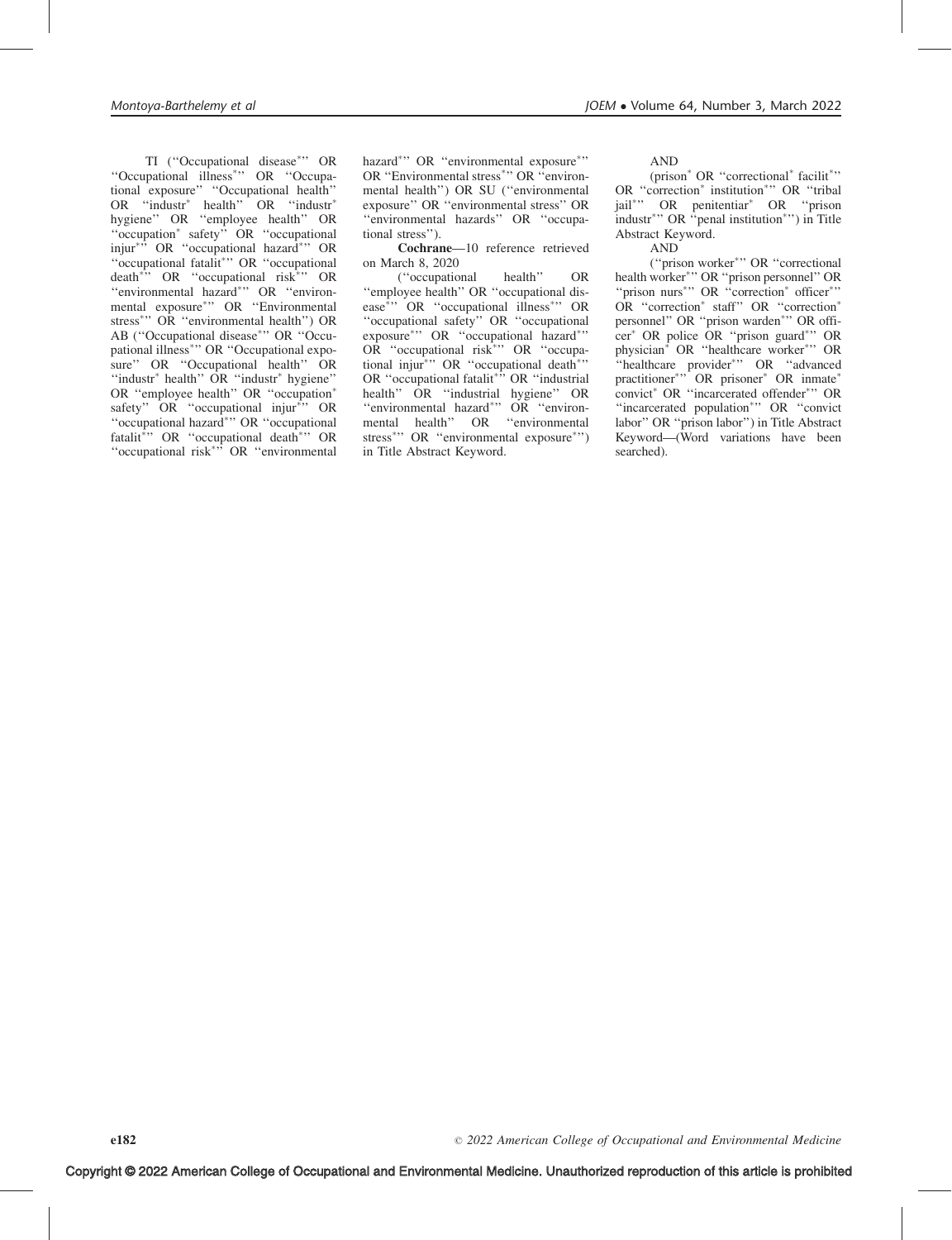TI (''Occupational disease*'' OR ''Occupational illness*'' OR ''Occupational exposure'' ''Occupational health'' OR ''industr* health'' OR ''industr* hygiene'' OR ''employee health'' OR ''occupation* safety'' OR ''occupational injur*'' OR ''occupational hazard*'' OR ''occupational fatalit*'' OR ''occupational death*'' OR ''occupational risk*'' OR ''environmental hazard*'' OR ''environmental exposure*'' OR ''Environmental stress*'' OR ''environmental health'') OR AB (''Occupational disease*'' OR ''Occupational illness*'' OR ''Occupational exposure'' OR ''Occupational health'' OR ''industr* health'' OR ''industr* hygiene'' OR ''employee health'' OR ''occupation* safety'' OR ''occupational injur*'' OR ''occupational hazard*'' OR ''occupational fatalit*'' OR ''occupational death*'' OR ''occupational risk*'' OR ''environmental hazard*'' OR ''environmental exposure*'' OR ''Environmental stress*'' OR ''environmental health'') OR SU (''environmental exposure'' OR ''environmental stress'' OR ''environmental hazards'' OR ''occupational stress'').

**Cochrane**—10 reference retrieved on March 8, 2020

(''occupational health'' OR ''employee health'' OR ''occupational disease*'' OR ''occupational illness*'' OR ''occupational safety'' OR ''occupational exposure*'' OR ''occupational hazard*'' OR ''occupational risk*'' OR ''occupational injur*'' OR ''occupational death*'' OR ''occupational fatalit*'' OR ''industrial health'' OR ''industrial hygiene'' OR ''environmental hazard*'' OR ''environmental health'' OR ''environmental stress*'' OR ''environmental exposure*'') in Title Abstract Keyword.

AND

(prison* OR ''correctional* facilit*'' OR ''correction* institution*'' OR ''tribal jail*'' OR penitentiar* OR ''prison industr*'' OR ''penal institution*'') in Title Abstract Keyword.

AND

(''prison worker*'' OR ''correctional health worker*'' OR ''prison personnel'' OR ''prison nurs*'' OR ''correction* officer*'' OR ''correction* staff'' OR ''correction* personnel'' OR ''prison warden*'' OR officer* OR police OR ''prison guard*'' OR physician* OR ''healthcare worker*'' OR ''healthcare provider*'' OR ''advanced practitioner*'' OR prisoner* OR inmate* convict* OR ''incarcerated offender*'' OR ''incarcerated population*'' OR ''convict labor'' OR ''prison labor'') in Title Abstract Keyword—(Word variations have been searched).